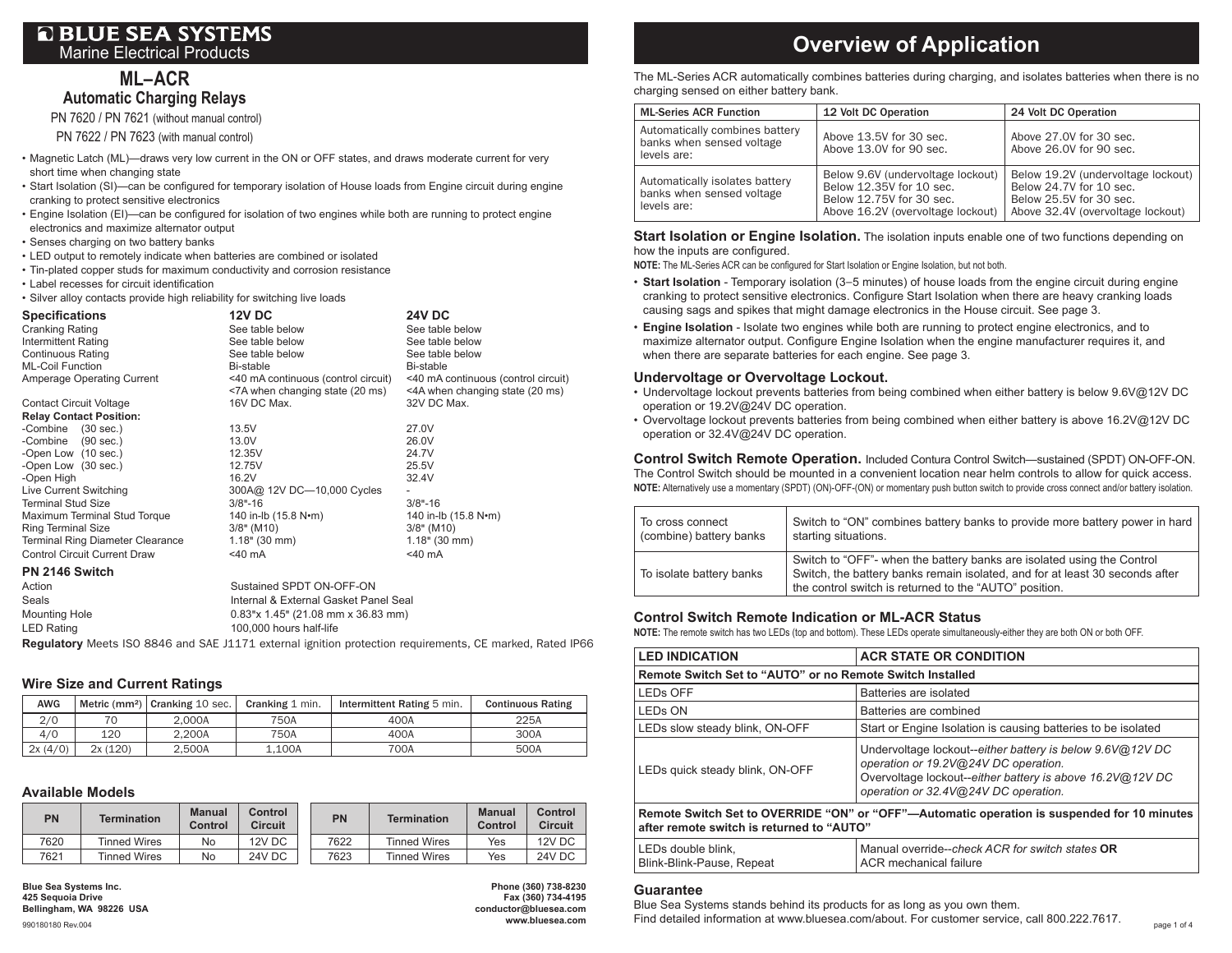# BLUE SEA SYSTEMS
Marine Electrical Products

## ML–ACR
### Automatic Charging Relays

PN 7620 / PN 7621 (without manual control)

PN 7622 / PN 7623 (with manual control)

- Magnetic Latch (ML)—draws very low current in the ON or OFF states, and draws moderate current for very short time when changing state
- Start Isolation (SI)—can be configured for temporary isolation of House loads from Engine circuit during engine cranking to protect sensitive electronics
- Engine Isolation (EI)—can be configured for isolation of two engines while both are running to protect engine electronics and maximize alternator output
- Senses charging on two battery banks
- LED output to remotely indicate when batteries are combined or isolated
- Tin-plated copper studs for maximum conductivity and corrosion resistance
- Label recesses for circuit identification
- Silver alloy contacts provide high reliability for switching live loads

| Specifications | 12V DC | 24V DC |
|---|---|---|
| Cranking Rating | See table below | See table below |
| Intermittent Rating | See table below | See table below |
| Continuous Rating | See table below | See table below |
| ML-Coil Function | Bi-stable | Bi-stable |
| Amperage Operating Current | <40 mA continuous (control circuit)<br><7A when changing state (20 ms) | <40 mA continuous (control circuit)<br><4A when changing state (20 ms) |
| Contact Circuit Voltage | 16V DC Max. | 32V DC Max. |
| **Relay Contact Position:** | | |
| -Combine (30 sec.) | 13.5V | 27.0V |
| -Combine (90 sec.) | 13.0V | 26.0V |
| -Open Low (10 sec.) | 12.35V | 24.7V |
| -Open Low (30 sec.) | 12.75V | 25.5V |
| -Open High | 16.2V | 32.4V |
| Live Current Switching | 300A@ 12V DC—10,000 Cycles | - |
| Terminal Stud Size | 3/8"-16 | 3/8"-16 |
| Maximum Terminal Stud Torque | 140 in-lb (15.8 N•m) | 140 in-lb (15.8 N•m) |
| Ring Terminal Size | 3/8" (M10) | 3/8" (M10) |
| Terminal Ring Diameter Clearance | 1.18" (30 mm) | 1.18" (30 mm) |
| Control Circuit Current Draw | <40 mA | <40 mA |

| PN 2146 Switch | |
|---|---|
| Action | Sustained SPDT ON-OFF-ON |
| Seals | Internal & External Gasket Panel Seal |
| Mounting Hole | 0.83"x 1.45" (21.08 mm x 36.83 mm) |
| LED Rating | 100,000 hours half-life |

**Regulatory** Meets ISO 8846 and SAE J1171 external ignition protection requirements, CE marked, Rated IP66

### Wire Size and Current Ratings

| AWG | Metric (mm²) | Cranking 10 sec. | Cranking 1 min. | Intermittent Rating 5 min. | Continuous Rating |
|---|---|---|---|---|---|
| 2/0 | 70 | 2,000A | 750A | 400A | 225A |
| 4/0 | 120 | 2,200A | 750A | 400A | 300A |
| 2x (4/0) | 2x (120) | 2,500A | 1,100A | 700A | 500A |

### Available Models

| PN | Termination | Manual Control | Control Circuit |
|---|---|---|---|
| 7620 | Tinned Wires | No | 12V DC |
| 7621 | Tinned Wires | No | 24V DC |
| 7622 | Tinned Wires | Yes | 12V DC |
| 7623 | Tinned Wires | Yes | 24V DC |

**Blue Sea Systems Inc.**
**425 Sequoia Drive**
**Bellingham, WA 98226 USA**

990180180 Rev.004

**Phone (360) 738-8230**
**Fax (360) 734-4195**
**conductor@bluesea.com**
**www.bluesea.com**

# Overview of Application

The ML-Series ACR automatically combines batteries during charging, and isolates batteries when there is no charging sensed on either battery bank.

| ML-Series ACR Function | 12 Volt DC Operation | 24 Volt DC Operation |
|---|---|---|
| Automatically combines battery banks when sensed voltage levels are: | Above 13.5V for 30 sec.<br>Above 13.0V for 90 sec. | Above 27.0V for 30 sec.<br>Above 26.0V for 90 sec. |
| Automatically isolates battery banks when sensed voltage levels are: | Below 9.6V (undervoltage lockout)<br>Below 12.35V for 10 sec.<br>Below 12.75V for 30 sec.<br>Above 16.2V (overvoltage lockout) | Below 19.2V (undervoltage lockout)<br>Below 24.7V for 10 sec.<br>Below 25.5V for 30 sec.<br>Above 32.4V (overvoltage lockout) |

**Start Isolation or Engine Isolation.** The isolation inputs enable one of two functions depending on how the inputs are configured.

**NOTE:** The ML-Series ACR can be configured for Start Isolation or Engine Isolation, but not both.

- **Start Isolation** - Temporary isolation (3–5 minutes) of house loads from the engine circuit during engine cranking to protect sensitive electronics. Configure Start Isolation when there are heavy cranking loads causing sags and spikes that might damage electronics in the House circuit. See page 3.
- **Engine Isolation** - Isolate two engines while both are running to protect engine electronics, and to maximize alternator output. Configure Engine Isolation when the engine manufacturer requires it, and when there are separate batteries for each engine. See page 3.

### Undervoltage or Overvoltage Lockout.

- Undervoltage lockout prevents batteries from being combined when either battery is below 9.6V@12V DC operation or 19.2V@24V DC operation.
- Overvoltage lockout prevents batteries from being combined when either battery is above 16.2V@12V DC operation or 32.4V@24V DC operation.

**Control Switch Remote Operation.** Included Contura Control Switch—sustained (SPDT) ON-OFF-ON. The Control Switch should be mounted in a convenient location near helm controls to allow for quick access.

**NOTE:** Alternatively use a momentary (SPDT) (ON)-OFF-(ON) or momentary push button switch to provide cross connect and/or battery isolation.

| | |
|---|---|
| To cross connect (combine) battery banks | Switch to "ON" combines battery banks to provide more battery power in hard starting situations. |
| To isolate battery banks | Switch to "OFF"- when the battery banks are isolated using the Control Switch, the battery banks remain isolated, and for at least 30 seconds after the control switch is returned to the "AUTO" position. |

### Control Switch Remote Indication or ML-ACR Status

**NOTE:** The remote switch has two LEDs (top and bottom). These LEDs operate simultaneously-either they are both ON or both OFF.

| LED INDICATION | ACR STATE OR CONDITION |
|---|---|
| **Remote Switch Set to "AUTO" or no Remote Switch Installed** | |
| LEDs OFF | Batteries are isolated |
| LEDs ON | Batteries are combined |
| LEDs slow steady blink, ON-OFF | Start or Engine Isolation is causing batteries to be isolated |
| LEDs quick steady blink, ON-OFF | Undervoltage lockout--*either battery is below 9.6V@12V DC operation or 19.2V@24V DC operation.*<br>Overvoltage lockout--*either battery is above 16.2V@12V DC operation or 32.4V@24V DC operation.* |
| **Remote Switch Set to OVERRIDE "ON" or "OFF"—Automatic operation is suspended for 10 minutes after remote switch is returned to "AUTO"** | |
| LEDs double blink,<br>Blink-Blink-Pause, Repeat | Manual override--*check ACR for switch states* **OR** ACR mechanical failure |

### Guarantee

Blue Sea Systems stands behind its products for as long as you own them.
Find detailed information at www.bluesea.com/about. For customer service, call 800.222.7617.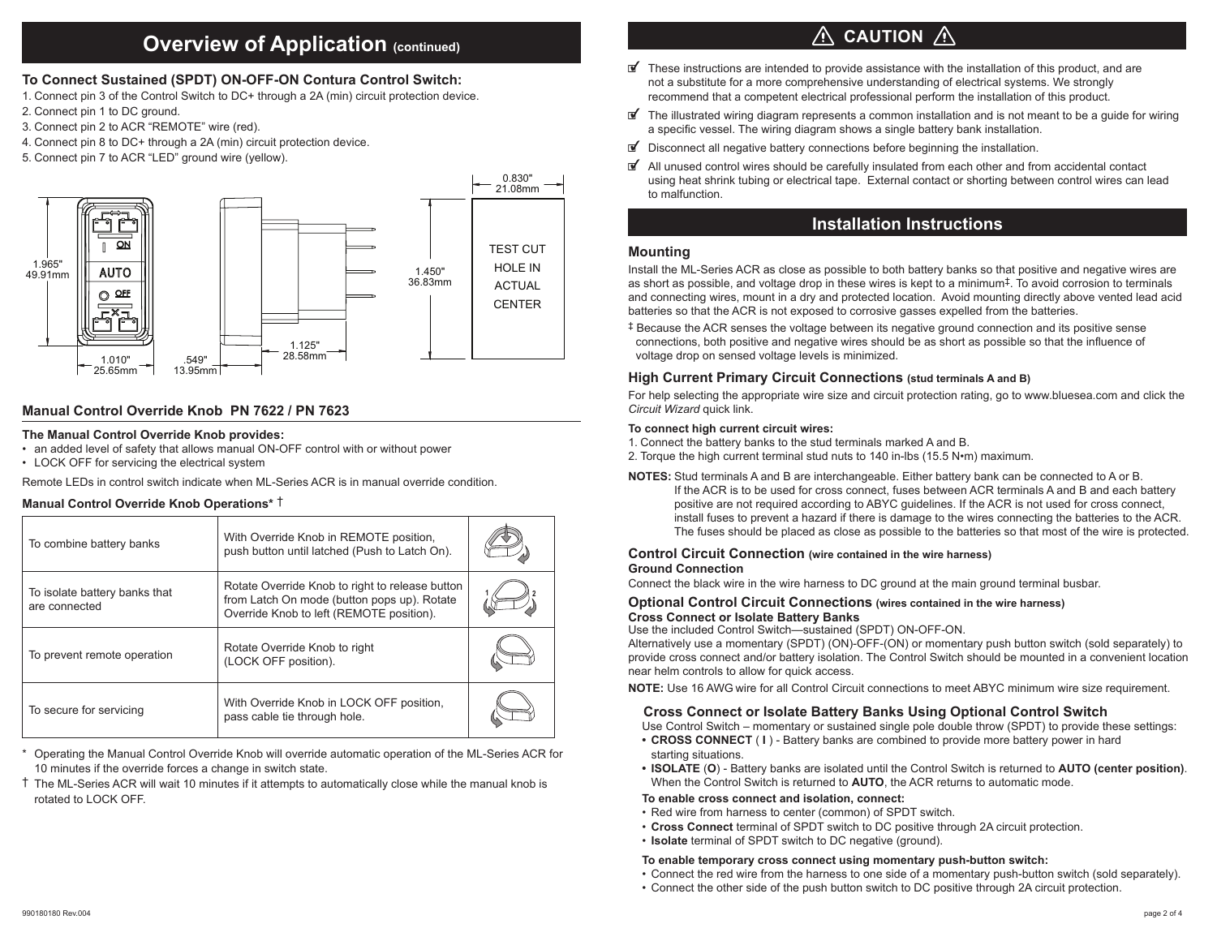## Overview of Application (continued)

### To Connect Sustained (SPDT) ON-OFF-ON Contura Control Switch:

1. Connect pin 3 of the Control Switch to DC+ through a 2A (min) circuit protection device.
2. Connect pin 1 to DC ground.
3. Connect pin 2 to ACR “REMOTE” wire (red).
4. Connect pin 8 to DC+ through a 2A (min) circuit protection device.
5. Connect pin 7 to ACR “LED” ground wire (yellow).

1.965" 49.91mm — 1.010" 25.65mm — .549" 13.95mm — 1.125" 28.58mm — 0.830" 21.08mm — 1.450" 36.83mm

ON — AUTO — OFF

TEST CUT HOLE IN ACTUAL CENTER

### Manual Control Override Knob PN 7622 / PN 7623

**The Manual Control Override Knob provides:**

- an added level of safety that allows manual ON-OFF control with or without power
- LOCK OFF for servicing the electrical system

Remote LEDs in control switch indicate when ML-Series ACR is in manual override condition.

**Manual Control Override Knob Operations\* †**

| | | |
|---|---|---|
| To combine battery banks | With Override Knob in REMOTE position, push button until latched (Push to Latch On). | |
| To isolate battery banks that are connected | Rotate Override Knob to right to release button from Latch On mode (button pops up). Rotate Override Knob to left (REMOTE position). | |
| To prevent remote operation | Rotate Override Knob to right (LOCK OFF position). | |
| To secure for servicing | With Override Knob in LOCK OFF position, pass cable tie through hole. | |

\* Operating the Manual Control Override Knob will override automatic operation of the ML-Series ACR for 10 minutes if the override forces a change in switch state.

† The ML-Series ACR will wait 10 minutes if it attempts to automatically close while the manual knob is rotated to LOCK OFF.

## ⚠ CAUTION ⚠

- ☑ These instructions are intended to provide assistance with the installation of this product, and are not a substitute for a more comprehensive understanding of electrical systems. We strongly recommend that a competent electrical professional perform the installation of this product.
- ☑ The illustrated wiring diagram represents a common installation and is not meant to be a guide for wiring a specific vessel. The wiring diagram shows a single battery bank installation.
- ☑ Disconnect all negative battery connections before beginning the installation.
- ☑ All unused control wires should be carefully insulated from each other and from accidental contact using heat shrink tubing or electrical tape. External contact or shorting between control wires can lead to malfunction.

## Installation Instructions

### Mounting

Install the ML-Series ACR as close as possible to both battery banks so that positive and negative wires are as short as possible, and voltage drop in these wires is kept to a minimum‡. To avoid corrosion to terminals and connecting wires, mount in a dry and protected location. Avoid mounting directly above vented lead acid batteries so that the ACR is not exposed to corrosive gasses expelled from the batteries.

‡ Because the ACR senses the voltage between its negative ground connection and its positive sense connections, both positive and negative wires should be as short as possible so that the influence of voltage drop on sensed voltage levels is minimized.

### High Current Primary Circuit Connections (stud terminals A and B)

For help selecting the appropriate wire size and circuit protection rating, go to www.bluesea.com and click the *Circuit Wizard* quick link.

**To connect high current circuit wires:**

1. Connect the battery banks to the stud terminals marked A and B.
2. Torque the high current terminal stud nuts to 140 in-lbs (15.5 N•m) maximum.

**NOTES:** Stud terminals A and B are interchangeable. Either battery bank can be connected to A or B. If the ACR is to be used for cross connect, fuses between ACR terminals A and B and each battery positive are not required according to ABYC guidelines. If the ACR is not used for cross connect, install fuses to prevent a hazard if there is damage to the wires connecting the batteries to the ACR. The fuses should be placed as close as possible to the batteries so that most of the wire is protected.

### Control Circuit Connection (wire contained in the wire harness)

**Ground Connection**

Connect the black wire in the wire harness to DC ground at the main ground terminal busbar.

### Optional Control Circuit Connections (wires contained in the wire harness)

**Cross Connect or Isolate Battery Banks**

Use the included Control Switch—sustained (SPDT) ON-OFF-ON.

Alternatively use a momentary (SPDT) (ON)-OFF-(ON) or momentary push button switch (sold separately) to provide cross connect and/or battery isolation. The Control Switch should be mounted in a convenient location near helm controls to allow for quick access.

**NOTE:** Use 16 AWG wire for all Control Circuit connections to meet ABYC minimum wire size requirement.

### Cross Connect or Isolate Battery Banks Using Optional Control Switch

Use Control Switch – momentary or sustained single pole double throw (SPDT) to provide these settings:

- **CROSS CONNECT** ( **I** ) - Battery banks are combined to provide more battery power in hard starting situations.
- **ISOLATE** (**O**) - Battery banks are isolated until the Control Switch is returned to **AUTO (center position)**. When the Control Switch is returned to **AUTO**, the ACR returns to automatic mode.

**To enable cross connect and isolation, connect:**

- Red wire from harness to center (common) of SPDT switch.
- **Cross Connect** terminal of SPDT switch to DC positive through 2A circuit protection.
- **Isolate** terminal of SPDT switch to DC negative (ground).

**To enable temporary cross connect using momentary push-button switch:**

- Connect the red wire from the harness to one side of a momentary push-button switch (sold separately).
- Connect the other side of the push button switch to DC positive through 2A circuit protection.

990180180 Rev.004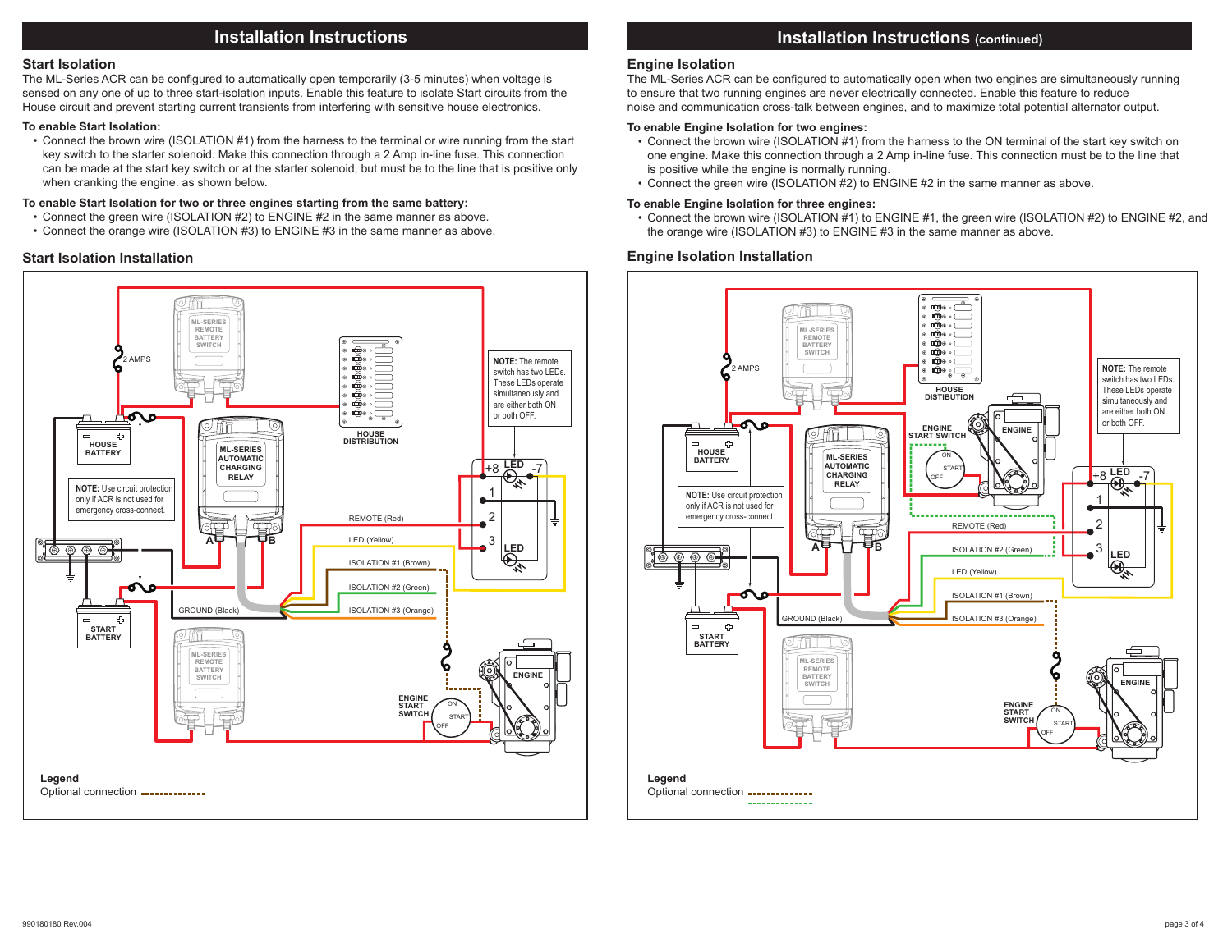# Installation Instructions

## Start Isolation

The ML-Series ACR can be configured to automatically open temporarily (3-5 minutes) when voltage is sensed on any one of up to three start-isolation inputs. Enable this feature to isolate Start circuits from the House circuit and prevent starting current transients from interfering with sensitive house electronics.

**To enable Start Isolation:**

- Connect the brown wire (ISOLATION #1) from the harness to the terminal or wire running from the start key switch to the starter solenoid. Make this connection through a 2 Amp in-line fuse. This connection can be made at the start key switch or at the starter solenoid, but must be to the line that is positive only when cranking the engine. as shown below.

**To enable Start Isolation for two or three engines starting from the same battery:**

- Connect the green wire (ISOLATION #2) to ENGINE #2 in the same manner as above.
- Connect the orange wire (ISOLATION #3) to ENGINE #3 in the same manner as above.

## Start Isolation Installation

2 AMPS

ML-SERIES REMOTE BATTERY SWITCH

HOUSE DISTRIBUTION

**NOTE:** The remote switch has two LEDs. These LEDs operate simultaneously and are either both ON or both OFF.

HOUSE BATTERY

ML-SERIES AUTOMATIC CHARGING RELAY

A B

+8 LED -7

1 2 3 LED

**NOTE:** Use circuit protection only if ACR is not used for emergency cross-connect.

REMOTE (Red)

LED (Yellow)

ISOLATION #1 (Brown)

ISOLATION #2 (Green)

ISOLATION #3 (Orange)

GROUND (Black)

START BATTERY

ML-SERIES REMOTE BATTERY SWITCH

ENGINE START SWITCH

ON START OFF

ENGINE

**Legend**

Optional connection

# Installation Instructions (continued)

## Engine Isolation

The ML-Series ACR can be configured to automatically open when two engines are simultaneously running to ensure that two running engines are never electrically connected. Enable this feature to reduce noise and communication cross-talk between engines, and to maximize total potential alternator output.

**To enable Engine Isolation for two engines:**

- Connect the brown wire (ISOLATION #1) from the harness to the ON terminal of the start key switch on one engine. Make this connection through a 2 Amp in-line fuse. This connection must be to the line that is positive while the engine is normally running.
- Connect the green wire (ISOLATION #2) to ENGINE #2 in the same manner as above.

**To enable Engine Isolation for three engines:**

- Connect the brown wire (ISOLATION #1) to ENGINE #1, the green wire (ISOLATION #2) to ENGINE #2, and the orange wire (ISOLATION #3) to ENGINE #3 in the same manner as above.

## Engine Isolation Installation

2 AMPS

ML-SERIES REMOTE BATTERY SWITCH

HOUSE DISTIBUTION

ENGINE START SWITCH

ON START OFF

ENGINE

**NOTE:** The remote switch has two LEDs. These LEDs operate simultaneously and are either both ON or both OFF.

HOUSE BATTERY

ML-SERIES AUTOMATIC CHARGING RELAY

A B

+8 LED -7

1 2 3 LED

**NOTE:** Use circuit protection only if ACR is not used for emergency cross-connect.

REMOTE (Red)

ISOLATION #2 (Green)

LED (Yellow)

ISOLATION #1 (Brown)

ISOLATION #3 (Orange)

GROUND (Black)

START BATTERY

ML-SERIES REMOTE BATTERY SWITCH

ENGINE START SWITCH

ON START OFF

ENGINE

**Legend**

Optional connection

990180180 Rev.004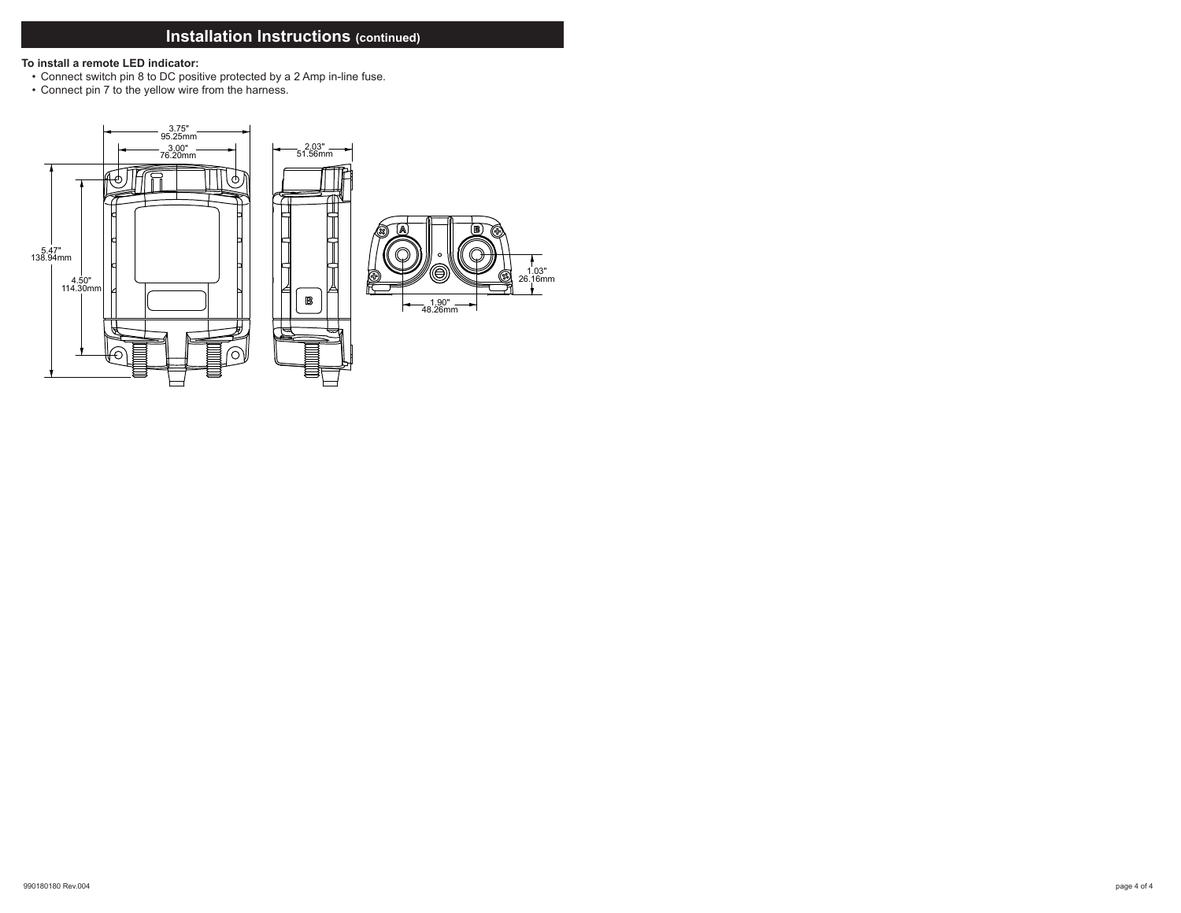## Installation Instructions (continued)

**To install a remote LED indicator:**

- Connect switch pin 8 to DC positive protected by a 2 Amp in-line fuse.
- Connect pin 7 to the yellow wire from the harness.

3.75"
95.25mm

3.00"
76.20mm

2.03"
51.56mm

5.47"
138.94mm

4.50"
114.30mm

A

B

1.03"
26.16mm

1.90"
48.26mm

990180180 Rev.004